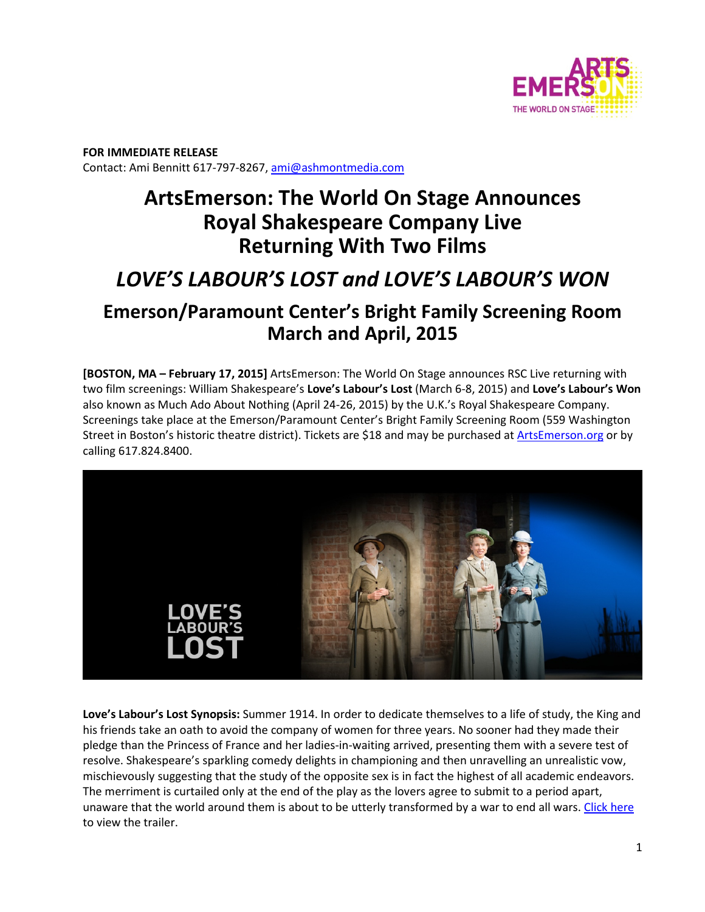**FOR IMMEDIATE RELEASE**
Contact: Ami Bennitt 617-797-8267, ami@ashmontmedia.com

# ArtsEmerson: The World On Stage Announces Royal Shakespeare Company Live Returning With Two Films

# *LOVE'S LABOUR'S LOST and LOVE'S LABOUR'S WON*

## Emerson/Paramount Center's Bright Family Screening Room March and April, 2015

**[BOSTON, MA – February 17, 2015]** ArtsEmerson: The World On Stage announces RSC Live returning with two film screenings: William Shakespeare's **Love's Labour's Lost** (March 6-8, 2015) and **Love's Labour's Won** also known as Much Ado About Nothing (April 24-26, 2015) by the U.K.'s Royal Shakespeare Company. Screenings take place at the Emerson/Paramount Center's Bright Family Screening Room (559 Washington Street in Boston's historic theatre district). Tickets are $18 and may be purchased at ArtsEmerson.org or by calling 617.824.8400.

**Love's Labour's Lost Synopsis:** Summer 1914. In order to dedicate themselves to a life of study, the King and his friends take an oath to avoid the company of women for three years. No sooner had they made their pledge than the Princess of France and her ladies-in-waiting arrived, presenting them with a severe test of resolve. Shakespeare's sparkling comedy delights in championing and then unravelling an unrealistic vow, mischievously suggesting that the study of the opposite sex is in fact the highest of all academic endeavors. The merriment is curtailed only at the end of the play as the lovers agree to submit to a period apart, unaware that the world around them is about to be utterly transformed by a war to end all wars. Click here to view the trailer.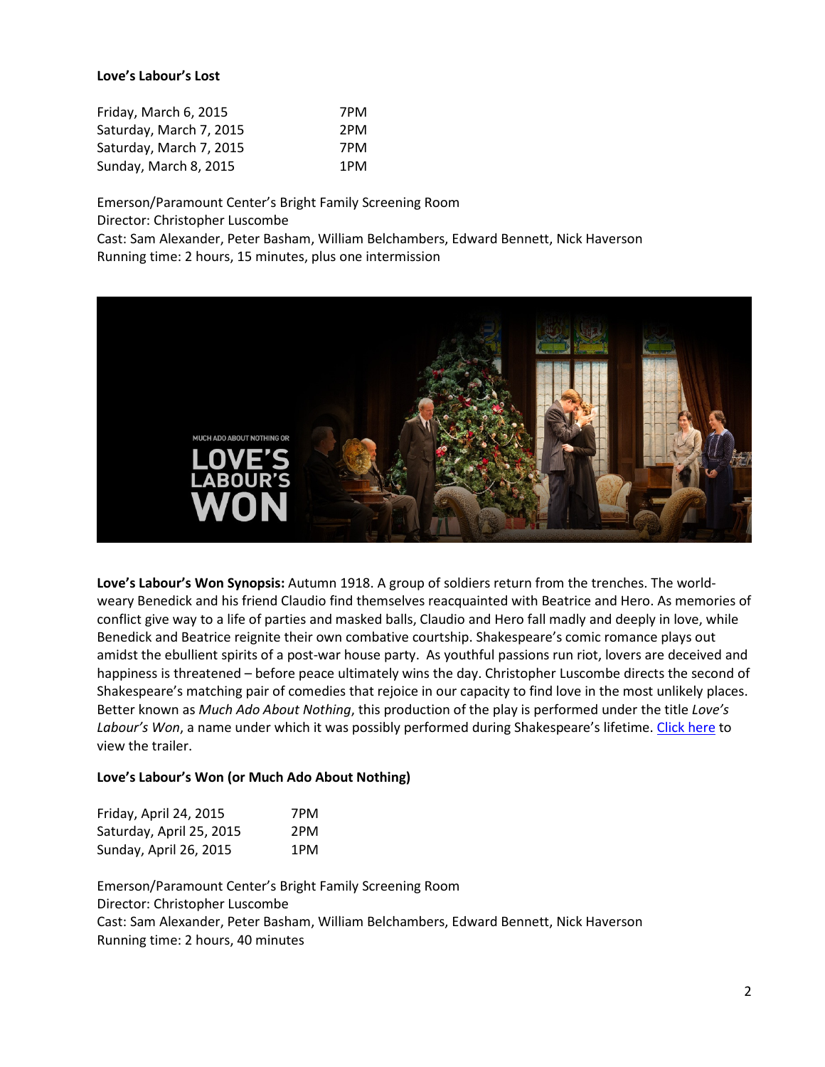**Love's Labour's Lost**

| | |
|---|---|
| Friday, March 6, 2015 | 7PM |
| Saturday, March 7, 2015 | 2PM |
| Saturday, March 7, 2015 | 7PM |
| Sunday, March 8, 2015 | 1PM |

Emerson/Paramount Center's Bright Family Screening Room
Director: Christopher Luscombe
Cast: Sam Alexander, Peter Basham, William Belchambers, Edward Bennett, Nick Haverson
Running time: 2 hours, 15 minutes, plus one intermission

**Love's Labour's Won Synopsis:** Autumn 1918. A group of soldiers return from the trenches. The world-weary Benedick and his friend Claudio find themselves reacquainted with Beatrice and Hero. As memories of conflict give way to a life of parties and masked balls, Claudio and Hero fall madly and deeply in love, while Benedick and Beatrice reignite their own combative courtship. Shakespeare's comic romance plays out amidst the ebullient spirits of a post-war house party. As youthful passions run riot, lovers are deceived and happiness is threatened – before peace ultimately wins the day. Christopher Luscombe directs the second of Shakespeare's matching pair of comedies that rejoice in our capacity to find love in the most unlikely places. Better known as *Much Ado About Nothing*, this production of the play is performed under the title *Love's Labour's Won*, a name under which it was possibly performed during Shakespeare's lifetime. Click here to view the trailer.

**Love's Labour's Won (or Much Ado About Nothing)**

| | |
|---|---|
| Friday, April 24, 2015 | 7PM |
| Saturday, April 25, 2015 | 2PM |
| Sunday, April 26, 2015 | 1PM |

Emerson/Paramount Center's Bright Family Screening Room
Director: Christopher Luscombe
Cast: Sam Alexander, Peter Basham, William Belchambers, Edward Bennett, Nick Haverson
Running time: 2 hours, 40 minutes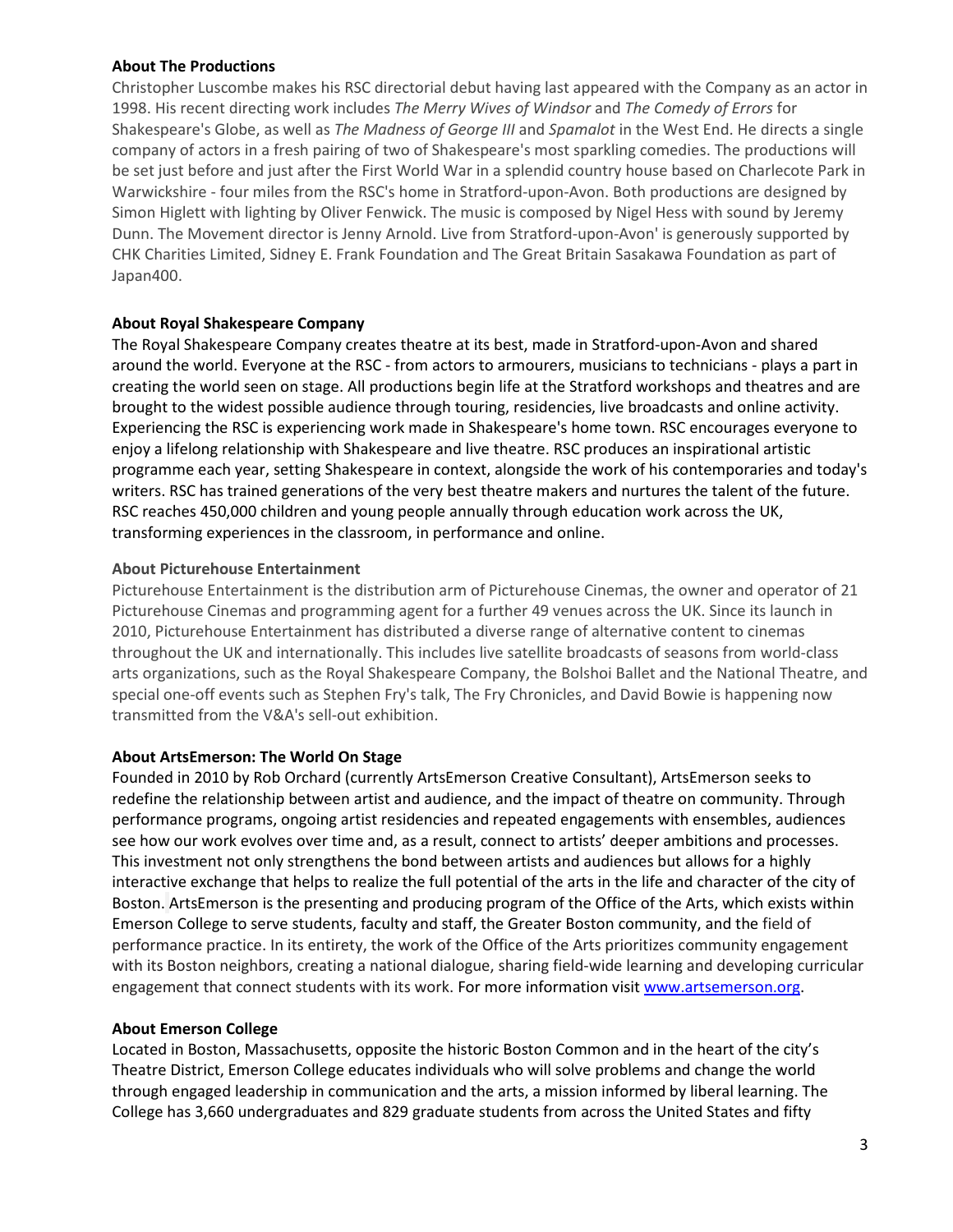**About The Productions**

Christopher Luscombe makes his RSC directorial debut having last appeared with the Company as an actor in 1998. His recent directing work includes *The Merry Wives of Windsor* and *The Comedy of Errors* for Shakespeare's Globe, as well as *The Madness of George III* and *Spamalot* in the West End. He directs a single company of actors in a fresh pairing of two of Shakespeare's most sparkling comedies. The productions will be set just before and just after the First World War in a splendid country house based on Charlecote Park in Warwickshire - four miles from the RSC's home in Stratford-upon-Avon. Both productions are designed by Simon Higlett with lighting by Oliver Fenwick. The music is composed by Nigel Hess with sound by Jeremy Dunn. The Movement director is Jenny Arnold. Live from Stratford-upon-Avon' is generously supported by CHK Charities Limited, Sidney E. Frank Foundation and The Great Britain Sasakawa Foundation as part of Japan400.

**About Royal Shakespeare Company**

The Royal Shakespeare Company creates theatre at its best, made in Stratford-upon-Avon and shared around the world. Everyone at the RSC - from actors to armourers, musicians to technicians - plays a part in creating the world seen on stage. All productions begin life at the Stratford workshops and theatres and are brought to the widest possible audience through touring, residencies, live broadcasts and online activity. Experiencing the RSC is experiencing work made in Shakespeare's home town. RSC encourages everyone to enjoy a lifelong relationship with Shakespeare and live theatre. RSC produces an inspirational artistic programme each year, setting Shakespeare in context, alongside the work of his contemporaries and today's writers. RSC has trained generations of the very best theatre makers and nurtures the talent of the future. RSC reaches 450,000 children and young people annually through education work across the UK, transforming experiences in the classroom, in performance and online.

**About Picturehouse Entertainment**

Picturehouse Entertainment is the distribution arm of Picturehouse Cinemas, the owner and operator of 21 Picturehouse Cinemas and programming agent for a further 49 venues across the UK. Since its launch in 2010, Picturehouse Entertainment has distributed a diverse range of alternative content to cinemas throughout the UK and internationally. This includes live satellite broadcasts of seasons from world-class arts organizations, such as the Royal Shakespeare Company, the Bolshoi Ballet and the National Theatre, and special one-off events such as Stephen Fry's talk, The Fry Chronicles, and David Bowie is happening now transmitted from the V&A's sell-out exhibition.

**About ArtsEmerson: The World On Stage**

Founded in 2010 by Rob Orchard (currently ArtsEmerson Creative Consultant), ArtsEmerson seeks to redefine the relationship between artist and audience, and the impact of theatre on community. Through performance programs, ongoing artist residencies and repeated engagements with ensembles, audiences see how our work evolves over time and, as a result, connect to artists' deeper ambitions and processes. This investment not only strengthens the bond between artists and audiences but allows for a highly interactive exchange that helps to realize the full potential of the arts in the life and character of the city of Boston. ArtsEmerson is the presenting and producing program of the Office of the Arts, which exists within Emerson College to serve students, faculty and staff, the Greater Boston community, and the field of performance practice. In its entirety, the work of the Office of the Arts prioritizes community engagement with its Boston neighbors, creating a national dialogue, sharing field-wide learning and developing curricular engagement that connect students with its work. For more information visit [www.artsemerson.org](http://www.artsemerson.org).

**About Emerson College**

Located in Boston, Massachusetts, opposite the historic Boston Common and in the heart of the city's Theatre District, Emerson College educates individuals who will solve problems and change the world through engaged leadership in communication and the arts, a mission informed by liberal learning. The College has 3,660 undergraduates and 829 graduate students from across the United States and fifty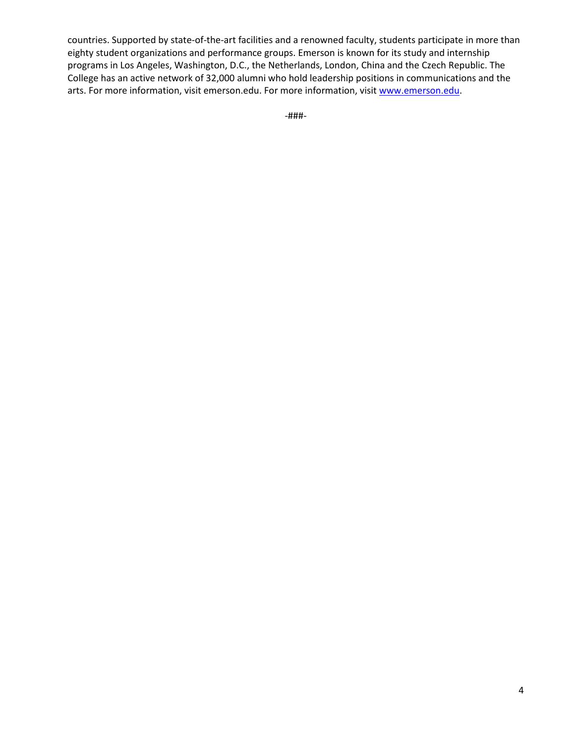countries. Supported by state-of-the-art facilities and a renowned faculty, students participate in more than eighty student organizations and performance groups. Emerson is known for its study and internship programs in Los Angeles, Washington, D.C., the Netherlands, London, China and the Czech Republic. The College has an active network of 32,000 alumni who hold leadership positions in communications and the arts. For more information, visit emerson.edu. For more information, visit [www.emerson.edu](http://www.emerson.edu).

-###-